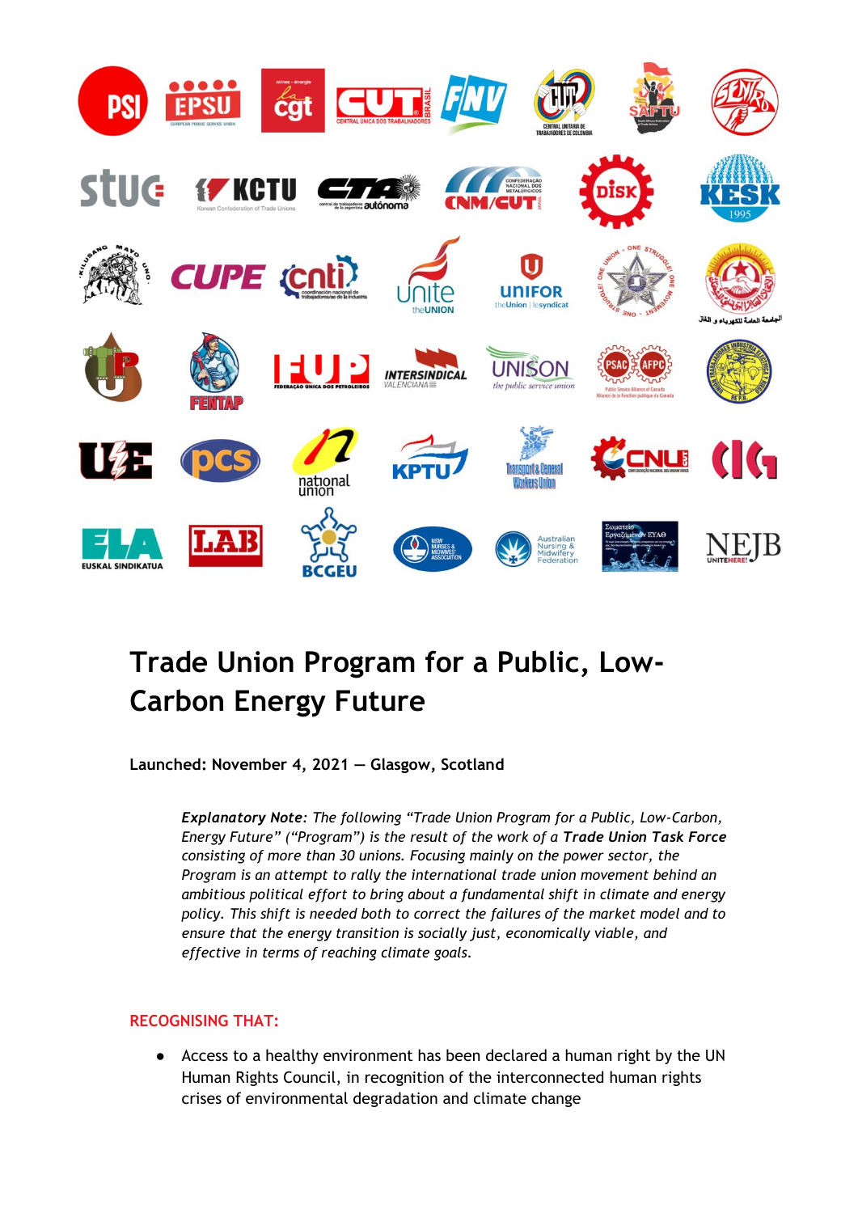# Trade Union Program for a Public, Low-Carbon Energy Future

**Launched: November 4, 2021 — Glasgow, Scotland**

> ***Explanatory Note****: The following "Trade Union Program for a Public, Low-Carbon, Energy Future" ("Program") is the result of the work of a* ***Trade Union Task Force*** *consisting of more than 30 unions. Focusing mainly on the power sector, the Program is an attempt to rally the international trade union movement behind an ambitious political effort to bring about a fundamental shift in climate and energy policy. This shift is needed both to correct the failures of the market model and to ensure that the energy transition is socially just, economically viable, and effective in terms of reaching climate goals.*

## RECOGNISING THAT:

- Access to a healthy environment has been declared a human right by the UN Human Rights Council, in recognition of the interconnected human rights crises of environmental degradation and climate change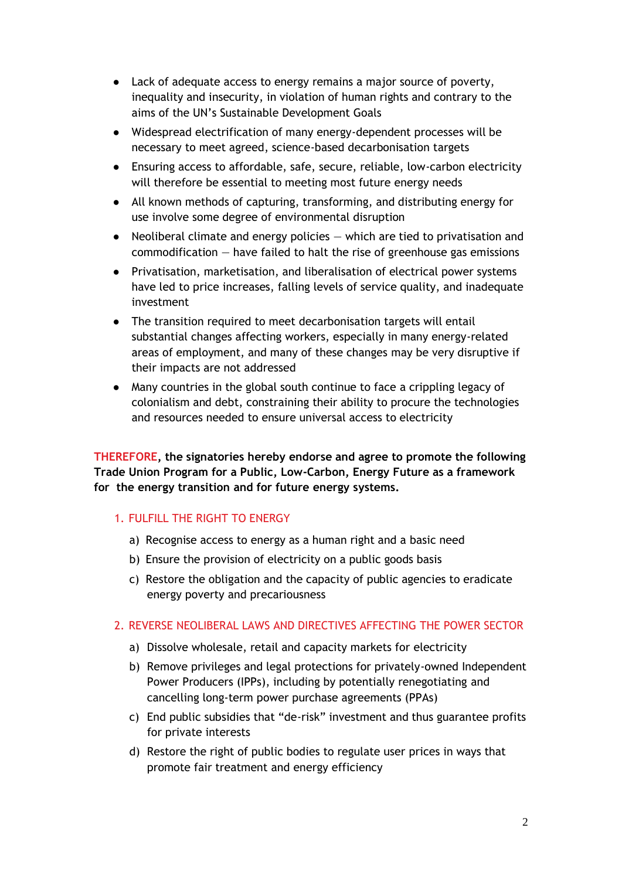- Lack of adequate access to energy remains a major source of poverty, inequality and insecurity, in violation of human rights and contrary to the aims of the UN's Sustainable Development Goals
- Widespread electrification of many energy-dependent processes will be necessary to meet agreed, science-based decarbonisation targets
- Ensuring access to affordable, safe, secure, reliable, low-carbon electricity will therefore be essential to meeting most future energy needs
- All known methods of capturing, transforming, and distributing energy for use involve some degree of environmental disruption
- Neoliberal climate and energy policies — which are tied to privatisation and commodification — have failed to halt the rise of greenhouse gas emissions
- Privatisation, marketisation, and liberalisation of electrical power systems have led to price increases, falling levels of service quality, and inadequate investment
- The transition required to meet decarbonisation targets will entail substantial changes affecting workers, especially in many energy-related areas of employment, and many of these changes may be very disruptive if their impacts are not addressed
- Many countries in the global south continue to face a crippling legacy of colonialism and debt, constraining their ability to procure the technologies and resources needed to ensure universal access to electricity

**THEREFORE, the signatories hereby endorse and agree to promote the following Trade Union Program for a Public, Low-Carbon, Energy Future as a framework for the energy transition and for future energy systems.**

## 1. FULFILL THE RIGHT TO ENERGY

a) Recognise access to energy as a human right and a basic need

b) Ensure the provision of electricity on a public goods basis

c) Restore the obligation and the capacity of public agencies to eradicate energy poverty and precariousness

## 2. REVERSE NEOLIBERAL LAWS AND DIRECTIVES AFFECTING THE POWER SECTOR

a) Dissolve wholesale, retail and capacity markets for electricity

b) Remove privileges and legal protections for privately-owned Independent Power Producers (IPPs), including by potentially renegotiating and cancelling long-term power purchase agreements (PPAs)

c) End public subsidies that "de-risk" investment and thus guarantee profits for private interests

d) Restore the right of public bodies to regulate user prices in ways that promote fair treatment and energy efficiency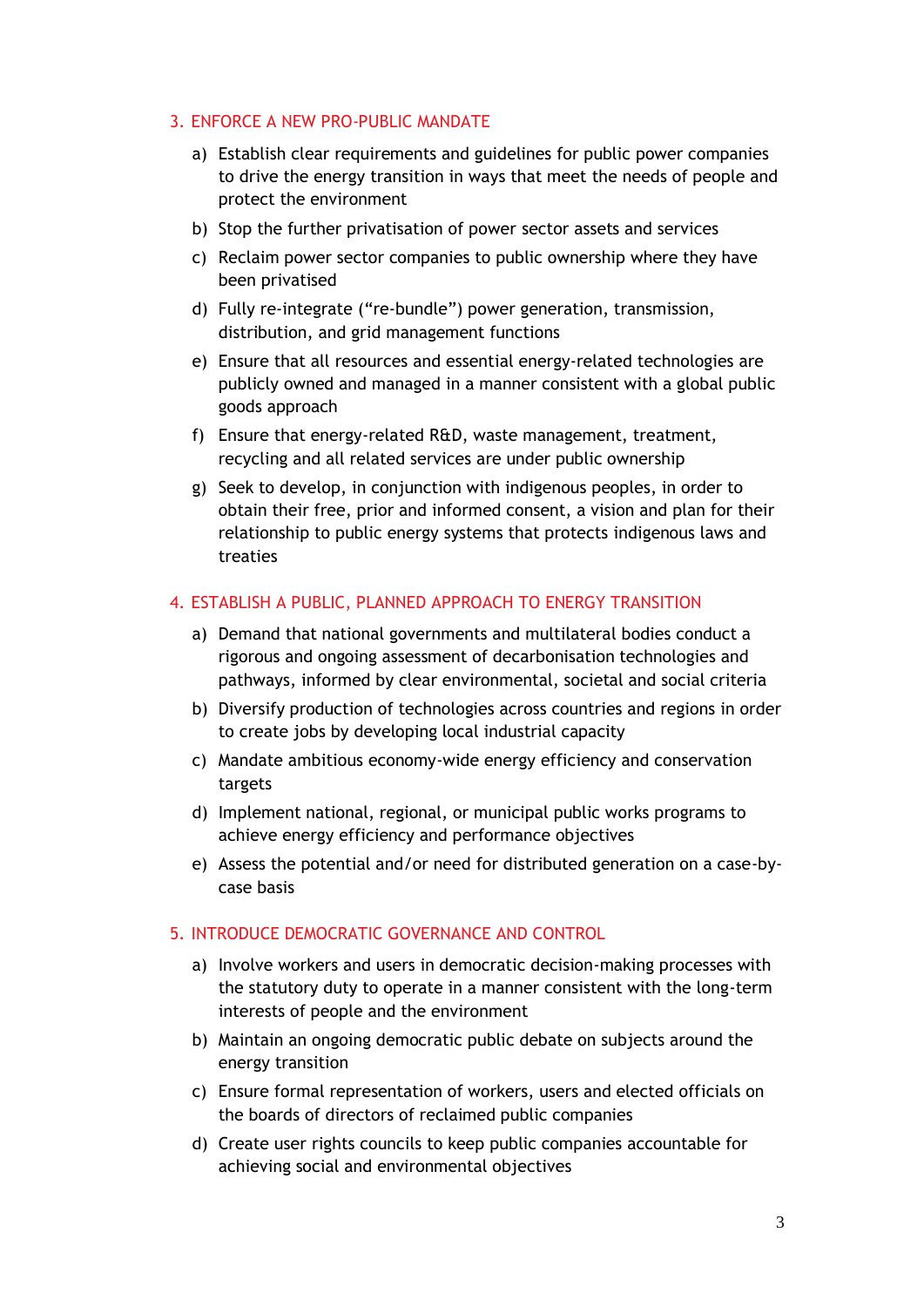## 3. ENFORCE A NEW PRO-PUBLIC MANDATE

a) Establish clear requirements and guidelines for public power companies to drive the energy transition in ways that meet the needs of people and protect the environment

b) Stop the further privatisation of power sector assets and services

c) Reclaim power sector companies to public ownership where they have been privatised

d) Fully re-integrate ("re-bundle") power generation, transmission, distribution, and grid management functions

e) Ensure that all resources and essential energy-related technologies are publicly owned and managed in a manner consistent with a global public goods approach

f) Ensure that energy-related R&D, waste management, treatment, recycling and all related services are under public ownership

g) Seek to develop, in conjunction with indigenous peoples, in order to obtain their free, prior and informed consent, a vision and plan for their relationship to public energy systems that protects indigenous laws and treaties

## 4. ESTABLISH A PUBLIC, PLANNED APPROACH TO ENERGY TRANSITION

a) Demand that national governments and multilateral bodies conduct a rigorous and ongoing assessment of decarbonisation technologies and pathways, informed by clear environmental, societal and social criteria

b) Diversify production of technologies across countries and regions in order to create jobs by developing local industrial capacity

c) Mandate ambitious economy-wide energy efficiency and conservation targets

d) Implement national, regional, or municipal public works programs to achieve energy efficiency and performance objectives

e) Assess the potential and/or need for distributed generation on a case-by-case basis

## 5. INTRODUCE DEMOCRATIC GOVERNANCE AND CONTROL

a) Involve workers and users in democratic decision-making processes with the statutory duty to operate in a manner consistent with the long-term interests of people and the environment

b) Maintain an ongoing democratic public debate on subjects around the energy transition

c) Ensure formal representation of workers, users and elected officials on the boards of directors of reclaimed public companies

d) Create user rights councils to keep public companies accountable for achieving social and environmental objectives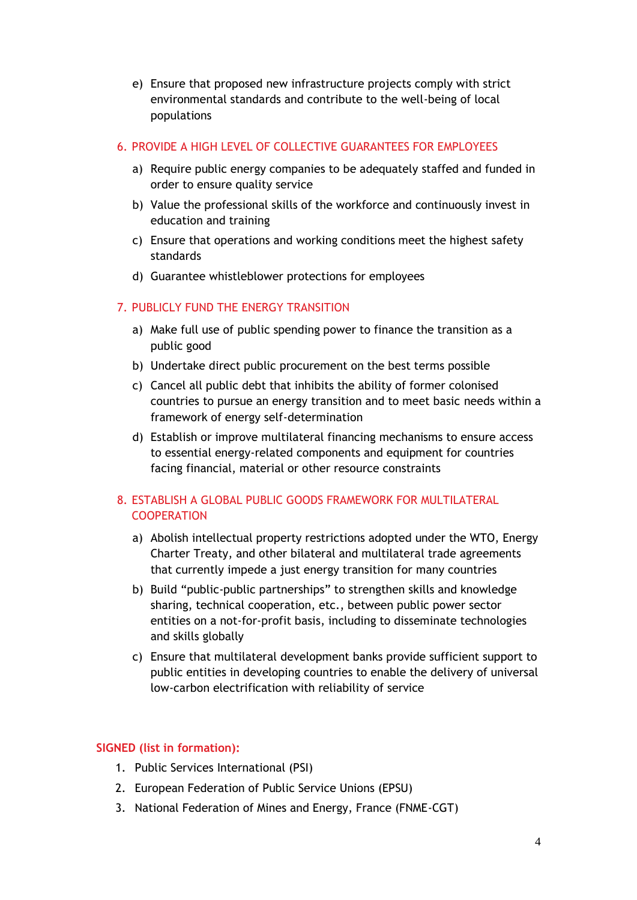e) Ensure that proposed new infrastructure projects comply with strict environmental standards and contribute to the well-being of local populations

## 6. PROVIDE A HIGH LEVEL OF COLLECTIVE GUARANTEES FOR EMPLOYEES

a) Require public energy companies to be adequately staffed and funded in order to ensure quality service

b) Value the professional skills of the workforce and continuously invest in education and training

c) Ensure that operations and working conditions meet the highest safety standards

d) Guarantee whistleblower protections for employees

## 7. PUBLICLY FUND THE ENERGY TRANSITION

a) Make full use of public spending power to finance the transition as a public good

b) Undertake direct public procurement on the best terms possible

c) Cancel all public debt that inhibits the ability of former colonised countries to pursue an energy transition and to meet basic needs within a framework of energy self-determination

d) Establish or improve multilateral financing mechanisms to ensure access to essential energy-related components and equipment for countries facing financial, material or other resource constraints

## 8. ESTABLISH A GLOBAL PUBLIC GOODS FRAMEWORK FOR MULTILATERAL COOPERATION

a) Abolish intellectual property restrictions adopted under the WTO, Energy Charter Treaty, and other bilateral and multilateral trade agreements that currently impede a just energy transition for many countries

b) Build "public-public partnerships" to strengthen skills and knowledge sharing, technical cooperation, etc., between public power sector entities on a not-for-profit basis, including to disseminate technologies and skills globally

c) Ensure that multilateral development banks provide sufficient support to public entities in developing countries to enable the delivery of universal low-carbon electrification with reliability of service

**SIGNED (list in formation):**

1. Public Services International (PSI)
2. European Federation of Public Service Unions (EPSU)
3. National Federation of Mines and Energy, France (FNME-CGT)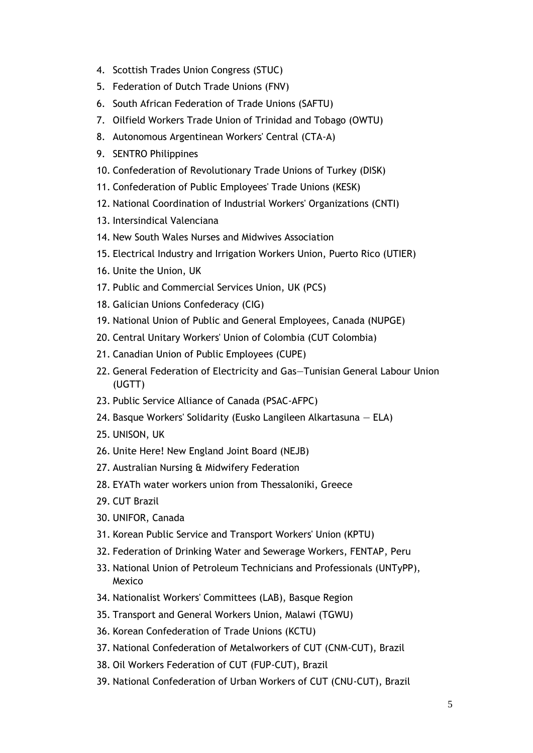4. Scottish Trades Union Congress (STUC)
5. Federation of Dutch Trade Unions (FNV)
6. South African Federation of Trade Unions (SAFTU)
7. Oilfield Workers Trade Union of Trinidad and Tobago (OWTU)
8. Autonomous Argentinean Workers' Central (CTA-A)
9. SENTRO Philippines
10. Confederation of Revolutionary Trade Unions of Turkey (DISK)
11. Confederation of Public Employees' Trade Unions (KESK)
12. National Coordination of Industrial Workers' Organizations (CNTI)
13. Intersindical Valenciana
14. New South Wales Nurses and Midwives Association
15. Electrical Industry and Irrigation Workers Union, Puerto Rico (UTIER)
16. Unite the Union, UK
17. Public and Commercial Services Union, UK (PCS)
18. Galician Unions Confederacy (CIG)
19. National Union of Public and General Employees, Canada (NUPGE)
20. Central Unitary Workers' Union of Colombia (CUT Colombia)
21. Canadian Union of Public Employees (CUPE)
22. General Federation of Electricity and Gas—Tunisian General Labour Union (UGTT)
23. Public Service Alliance of Canada (PSAC-AFPC)
24. Basque Workers' Solidarity (Eusko Langileen Alkartasuna — ELA)
25. UNISON, UK
26. Unite Here! New England Joint Board (NEJB)
27. Australian Nursing & Midwifery Federation
28. EYATh water workers union from Thessaloniki, Greece
29. CUT Brazil
30. UNIFOR, Canada
31. Korean Public Service and Transport Workers' Union (KPTU)
32. Federation of Drinking Water and Sewerage Workers, FENTAP, Peru
33. National Union of Petroleum Technicians and Professionals (UNTyPP), Mexico
34. Nationalist Workers' Committees (LAB), Basque Region
35. Transport and General Workers Union, Malawi (TGWU)
36. Korean Confederation of Trade Unions (KCTU)
37. National Confederation of Metalworkers of CUT (CNM-CUT), Brazil
38. Oil Workers Federation of CUT (FUP-CUT), Brazil
39. National Confederation of Urban Workers of CUT (CNU-CUT), Brazil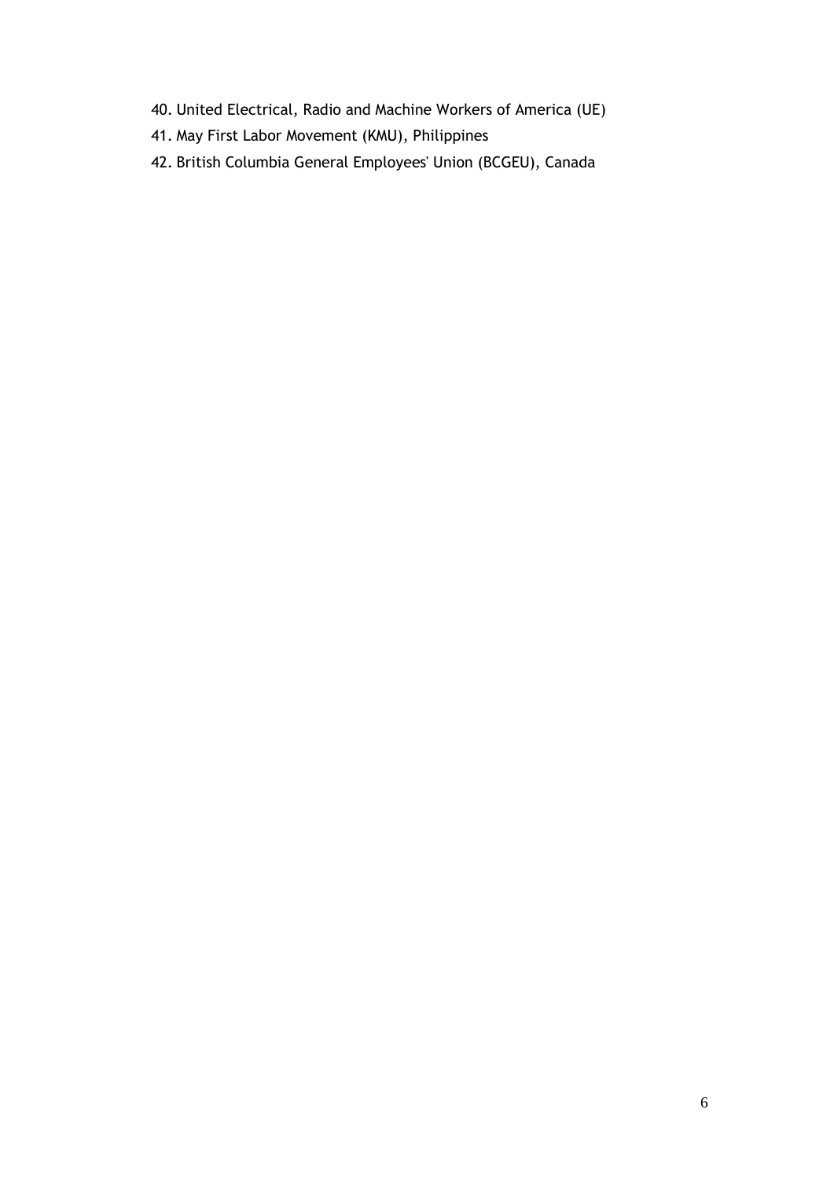40. United Electrical, Radio and Machine Workers of America (UE)
41. May First Labor Movement (KMU), Philippines
42. British Columbia General Employees' Union (BCGEU), Canada